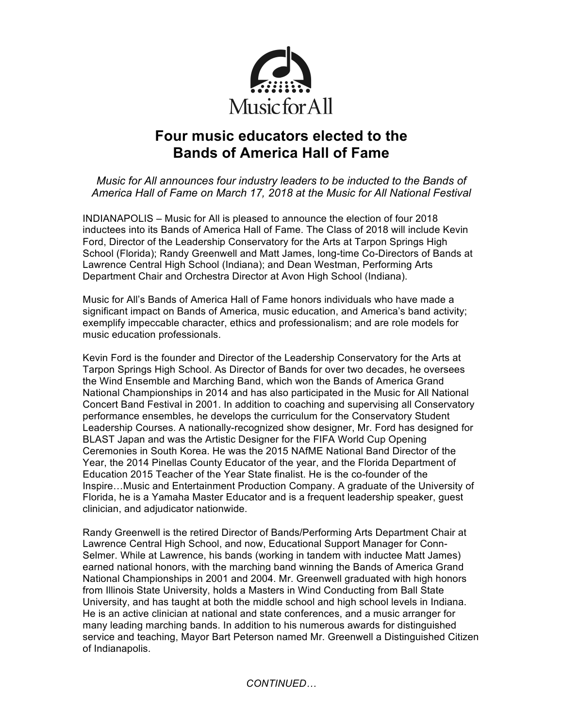Music for All

# Four music educators elected to the Bands of America Hall of Fame

*Music for All announces four industry leaders to be inducted to the Bands of America Hall of Fame on March 17, 2018 at the Music for All National Festival*

INDIANAPOLIS – Music for All is pleased to announce the election of four 2018 inductees into its Bands of America Hall of Fame. The Class of 2018 will include Kevin Ford, Director of the Leadership Conservatory for the Arts at Tarpon Springs High School (Florida); Randy Greenwell and Matt James, long-time Co-Directors of Bands at Lawrence Central High School (Indiana); and Dean Westman, Performing Arts Department Chair and Orchestra Director at Avon High School (Indiana).

Music for All's Bands of America Hall of Fame honors individuals who have made a significant impact on Bands of America, music education, and America's band activity; exemplify impeccable character, ethics and professionalism; and are role models for music education professionals.

Kevin Ford is the founder and Director of the Leadership Conservatory for the Arts at Tarpon Springs High School. As Director of Bands for over two decades, he oversees the Wind Ensemble and Marching Band, which won the Bands of America Grand National Championships in 2014 and has also participated in the Music for All National Concert Band Festival in 2001. In addition to coaching and supervising all Conservatory performance ensembles, he develops the curriculum for the Conservatory Student Leadership Courses. A nationally-recognized show designer, Mr. Ford has designed for BLAST Japan and was the Artistic Designer for the FIFA World Cup Opening Ceremonies in South Korea. He was the 2015 NAfME National Band Director of the Year, the 2014 Pinellas County Educator of the year, and the Florida Department of Education 2015 Teacher of the Year State finalist. He is the co-founder of the Inspire…Music and Entertainment Production Company. A graduate of the University of Florida, he is a Yamaha Master Educator and is a frequent leadership speaker, guest clinician, and adjudicator nationwide.

Randy Greenwell is the retired Director of Bands/Performing Arts Department Chair at Lawrence Central High School, and now, Educational Support Manager for Conn-Selmer. While at Lawrence, his bands (working in tandem with inductee Matt James) earned national honors, with the marching band winning the Bands of America Grand National Championships in 2001 and 2004. Mr. Greenwell graduated with high honors from Illinois State University, holds a Masters in Wind Conducting from Ball State University, and has taught at both the middle school and high school levels in Indiana. He is an active clinician at national and state conferences, and a music arranger for many leading marching bands. In addition to his numerous awards for distinguished service and teaching, Mayor Bart Peterson named Mr. Greenwell a Distinguished Citizen of Indianapolis.

*CONTINUED…*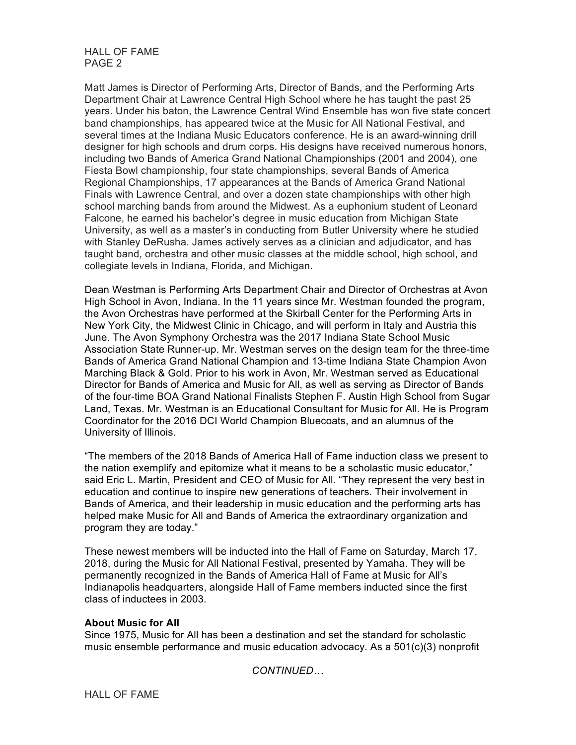Matt James is Director of Performing Arts, Director of Bands, and the Performing Arts Department Chair at Lawrence Central High School where he has taught the past 25 years. Under his baton, the Lawrence Central Wind Ensemble has won five state concert band championships, has appeared twice at the Music for All National Festival, and several times at the Indiana Music Educators conference. He is an award-winning drill designer for high schools and drum corps. His designs have received numerous honors, including two Bands of America Grand National Championships (2001 and 2004), one Fiesta Bowl championship, four state championships, several Bands of America Regional Championships, 17 appearances at the Bands of America Grand National Finals with Lawrence Central, and over a dozen state championships with other high school marching bands from around the Midwest. As a euphonium student of Leonard Falcone, he earned his bachelor's degree in music education from Michigan State University, as well as a master's in conducting from Butler University where he studied with Stanley DeRusha. James actively serves as a clinician and adjudicator, and has taught band, orchestra and other music classes at the middle school, high school, and collegiate levels in Indiana, Florida, and Michigan.

Dean Westman is Performing Arts Department Chair and Director of Orchestras at Avon High School in Avon, Indiana. In the 11 years since Mr. Westman founded the program, the Avon Orchestras have performed at the Skirball Center for the Performing Arts in New York City, the Midwest Clinic in Chicago, and will perform in Italy and Austria this June. The Avon Symphony Orchestra was the 2017 Indiana State School Music Association State Runner-up. Mr. Westman serves on the design team for the three-time Bands of America Grand National Champion and 13-time Indiana State Champion Avon Marching Black & Gold. Prior to his work in Avon, Mr. Westman served as Educational Director for Bands of America and Music for All, as well as serving as Director of Bands of the four-time BOA Grand National Finalists Stephen F. Austin High School from Sugar Land, Texas. Mr. Westman is an Educational Consultant for Music for All. He is Program Coordinator for the 2016 DCI World Champion Bluecoats, and an alumnus of the University of Illinois.

"The members of the 2018 Bands of America Hall of Fame induction class we present to the nation exemplify and epitomize what it means to be a scholastic music educator," said Eric L. Martin, President and CEO of Music for All. "They represent the very best in education and continue to inspire new generations of teachers. Their involvement in Bands of America, and their leadership in music education and the performing arts has helped make Music for All and Bands of America the extraordinary organization and program they are today."

These newest members will be inducted into the Hall of Fame on Saturday, March 17, 2018, during the Music for All National Festival, presented by Yamaha. They will be permanently recognized in the Bands of America Hall of Fame at Music for All's Indianapolis headquarters, alongside Hall of Fame members inducted since the first class of inductees in 2003.

**About Music for All**

Since 1975, Music for All has been a destination and set the standard for scholastic music ensemble performance and music education advocacy. As a 501(c)(3) nonprofit

*CONTINUED…*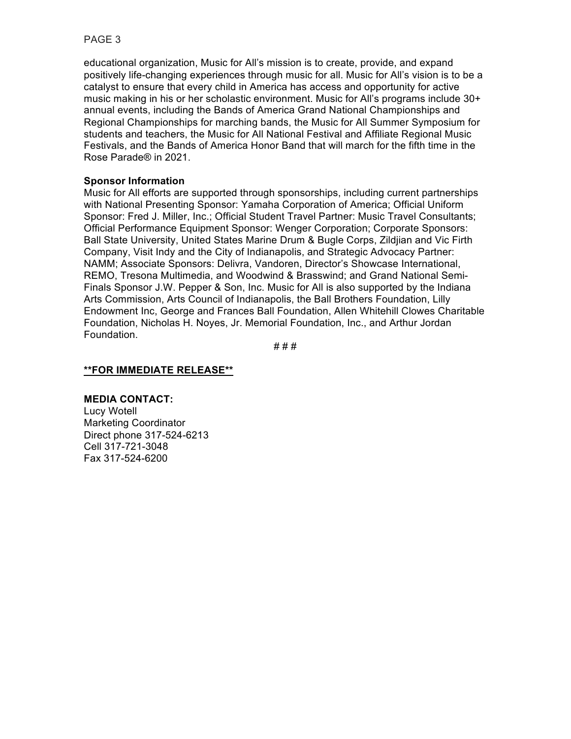educational organization, Music for All's mission is to create, provide, and expand positively life-changing experiences through music for all. Music for All's vision is to be a catalyst to ensure that every child in America has access and opportunity for active music making in his or her scholastic environment. Music for All's programs include 30+ annual events, including the Bands of America Grand National Championships and Regional Championships for marching bands, the Music for All Summer Symposium for students and teachers, the Music for All National Festival and Affiliate Regional Music Festivals, and the Bands of America Honor Band that will march for the fifth time in the Rose Parade® in 2021.

**Sponsor Information**

Music for All efforts are supported through sponsorships, including current partnerships with National Presenting Sponsor: Yamaha Corporation of America; Official Uniform Sponsor: Fred J. Miller, Inc.; Official Student Travel Partner: Music Travel Consultants; Official Performance Equipment Sponsor: Wenger Corporation; Corporate Sponsors: Ball State University, United States Marine Drum & Bugle Corps, Zildjian and Vic Firth Company, Visit Indy and the City of Indianapolis, and Strategic Advocacy Partner: NAMM; Associate Sponsors: Delivra, Vandoren, Director's Showcase International, REMO, Tresona Multimedia, and Woodwind & Brasswind; and Grand National Semi-Finals Sponsor J.W. Pepper & Son, Inc. Music for All is also supported by the Indiana Arts Commission, Arts Council of Indianapolis, the Ball Brothers Foundation, Lilly Endowment Inc, George and Frances Ball Foundation, Allen Whitehill Clowes Charitable Foundation, Nicholas H. Noyes, Jr. Memorial Foundation, Inc., and Arthur Jordan Foundation.

# # #

**<u>**FOR IMMEDIATE RELEASE**</u>**

**MEDIA CONTACT:**
Lucy Wotell
Marketing Coordinator
Direct phone 317-524-6213
Cell 317-721-3048
Fax 317-524-6200